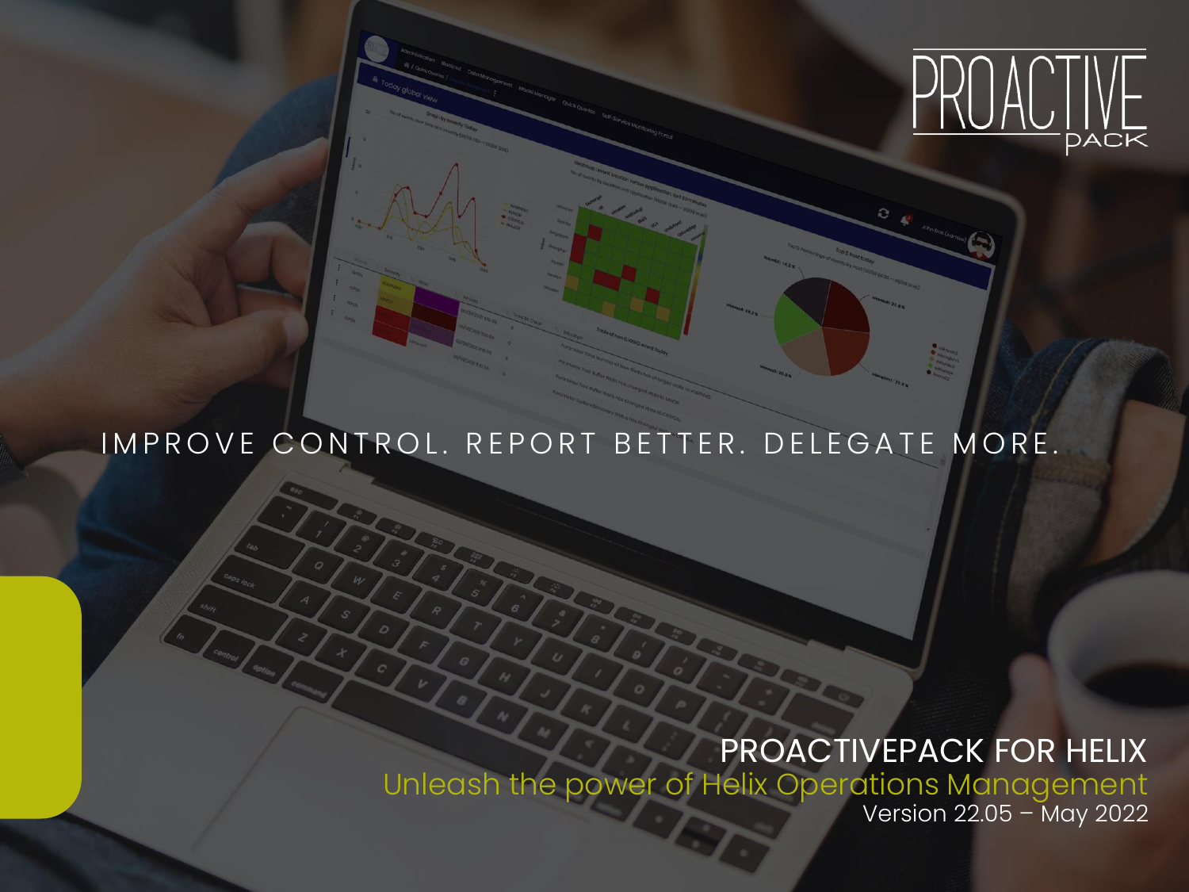# PROACTIVE PACK

IMPROVE CONTROL. REPORT BETTER. DELEGATE MORE.

## PROACTIVEPACK FOR HELIX

Unleash the power of Helix Operations Management

Version 22.05 – May 2022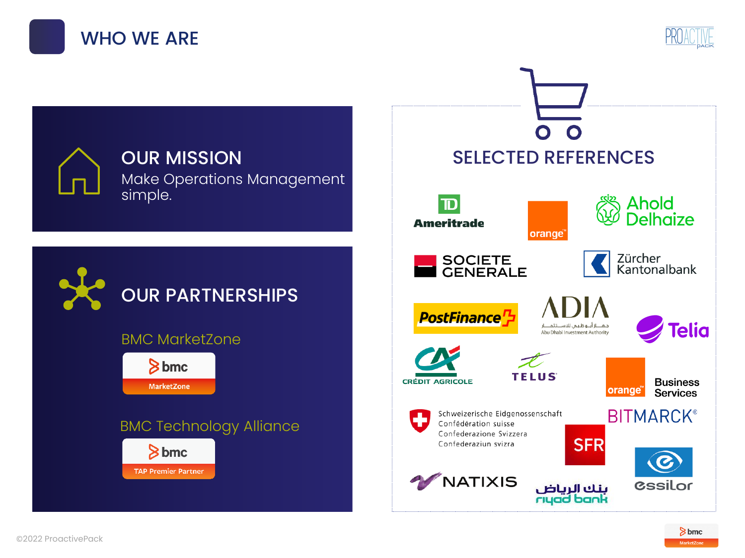# WHO WE ARE

## OUR MISSION

Make Operations Management simple.

## OUR PARTNERSHIPS

BMC MarketZone

bmc MarketZone

BMC Technology Alliance

bmc TAP Premier Partner

## SELECTED REFERENCES

- TD Ameritrade
- orange
- Ahold Delhaize
- SOCIETE GENERALE
- Zürcher Kantonalbank
- PostFinance
- ADIA Abu Dhabi Investment Authority
- Telia
- CRÉDIT AGRICOLE
- TELUS
- orange Business Services
- Schweizerische Eidgenossenschaft / Confédération suisse / Confederazione Svizzera / Confederaziun svizra
- BITMARCK
- SFR
- NATIXIS
- بنك الرياض riyad bank
- essilor

©2022 ProactivePack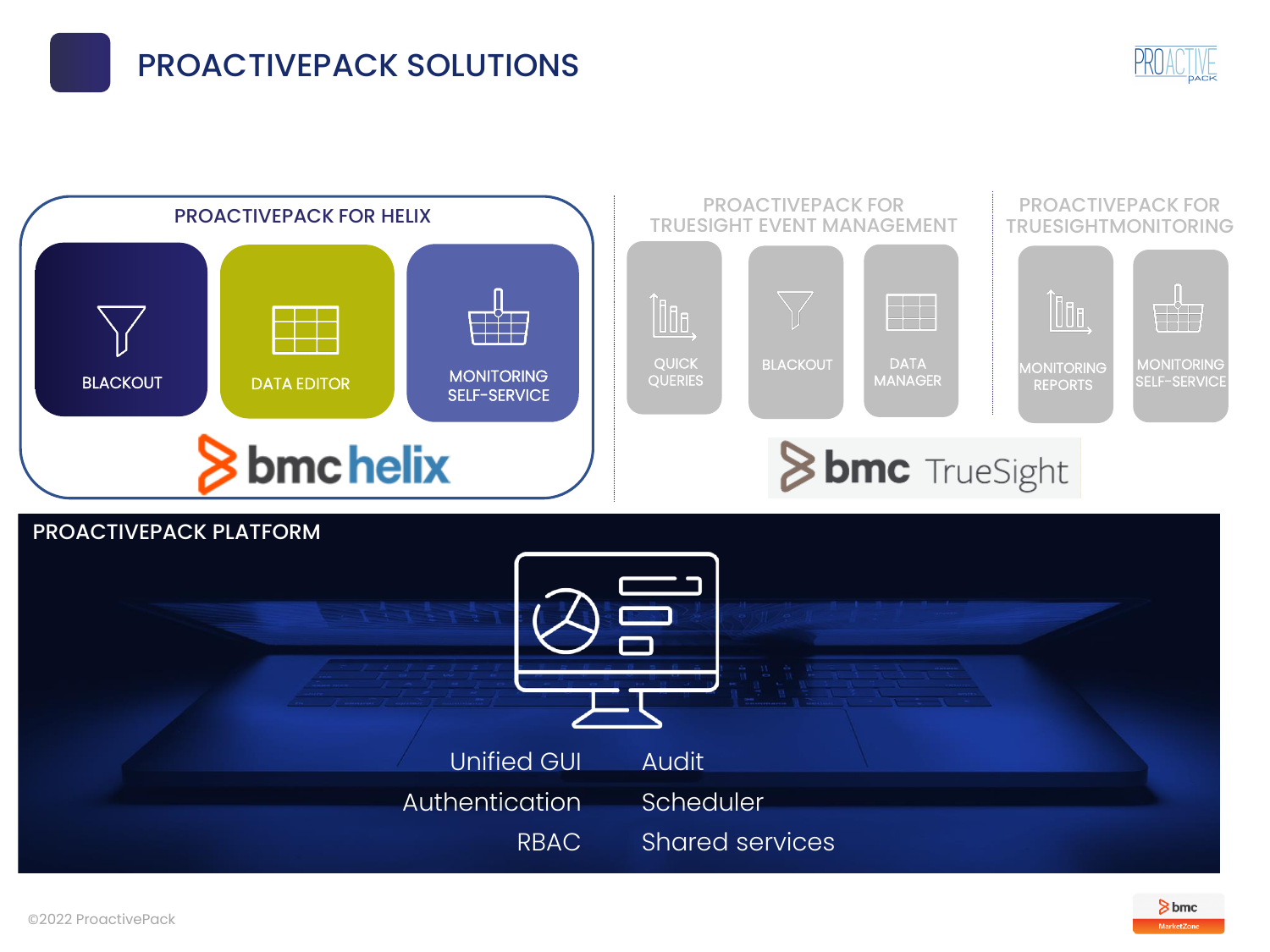# PROACTIVEPACK SOLUTIONS

## PROACTIVEPACK FOR HELIX

- BLACKOUT
- DATA EDITOR
- MONITORING SELF-SERVICE

bmc helix

## PROACTIVEPACK FOR TRUESIGHT EVENT MANAGEMENT

- QUICK QUERIES
- BLACKOUT
- DATA MANAGER

## PROACTIVEPACK FOR TRUESIGHTMONITORING

- MONITORING REPORTS
- MONITORING SELF-SERVICE

bmc TrueSight

## PROACTIVEPACK PLATFORM

| | |
|---|---|
| Unified GUI | Audit |
| Authentication | Scheduler |
| RBAC | Shared services |

©2022 ProactivePack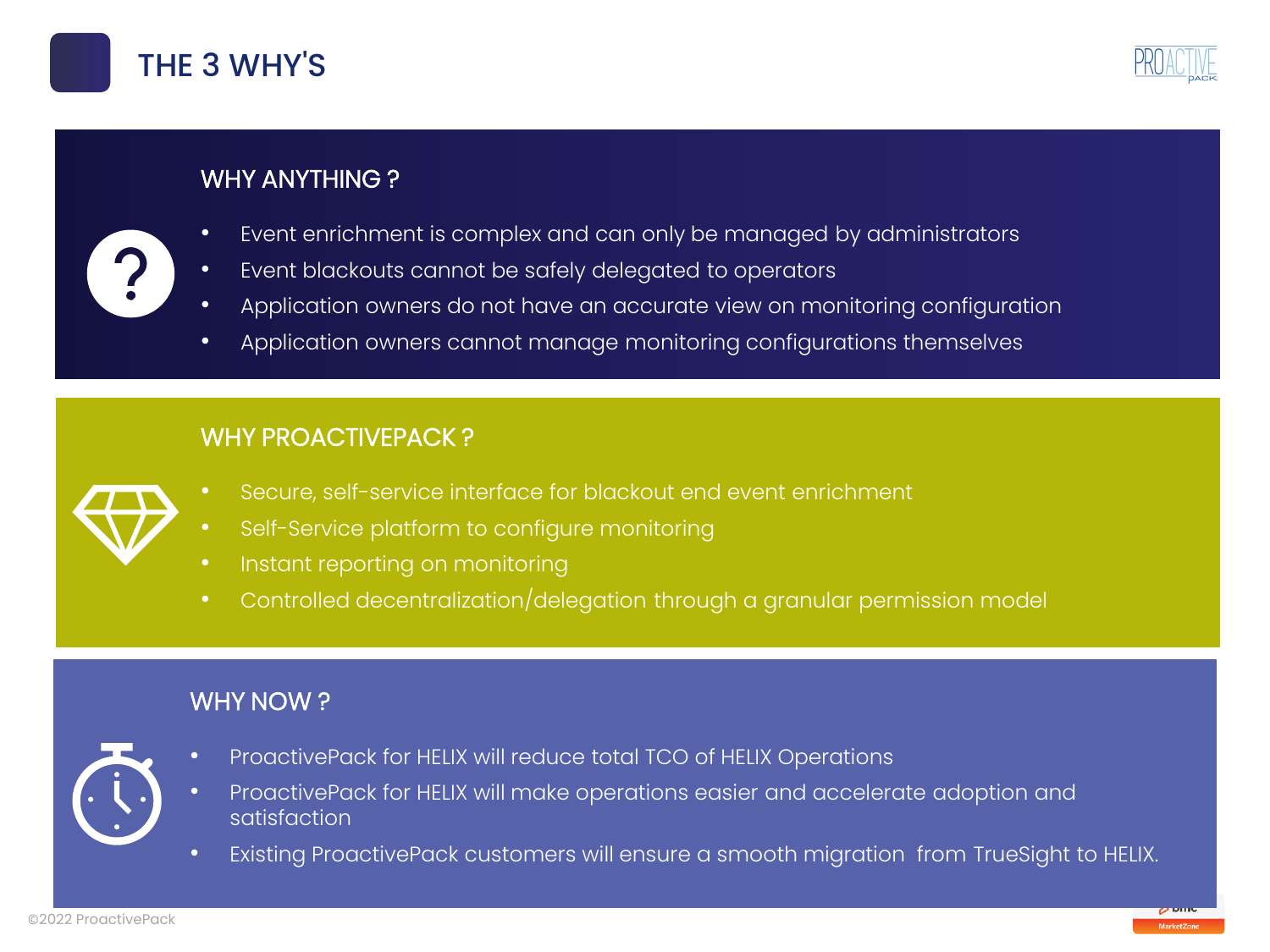# THE 3 WHY'S

## WHY ANYTHING ?

- Event enrichment is complex and can only be managed by administrators
- Event blackouts cannot be safely delegated to operators
- Application owners do not have an accurate view on monitoring configuration
- Application owners cannot manage monitoring configurations themselves

## WHY PROACTIVEPACK ?

- Secure, self-service interface for blackout end event enrichment
- Self-Service platform to configure monitoring
- Instant reporting on monitoring
- Controlled decentralization/delegation through a granular permission model

## WHY NOW ?

- ProactivePack for HELIX will reduce total TCO of HELIX Operations
- ProactivePack for HELIX will make operations easier and accelerate adoption and satisfaction
- Existing ProactivePack customers will ensure a smooth migration from TrueSight to HELIX.

©2022 ProactivePack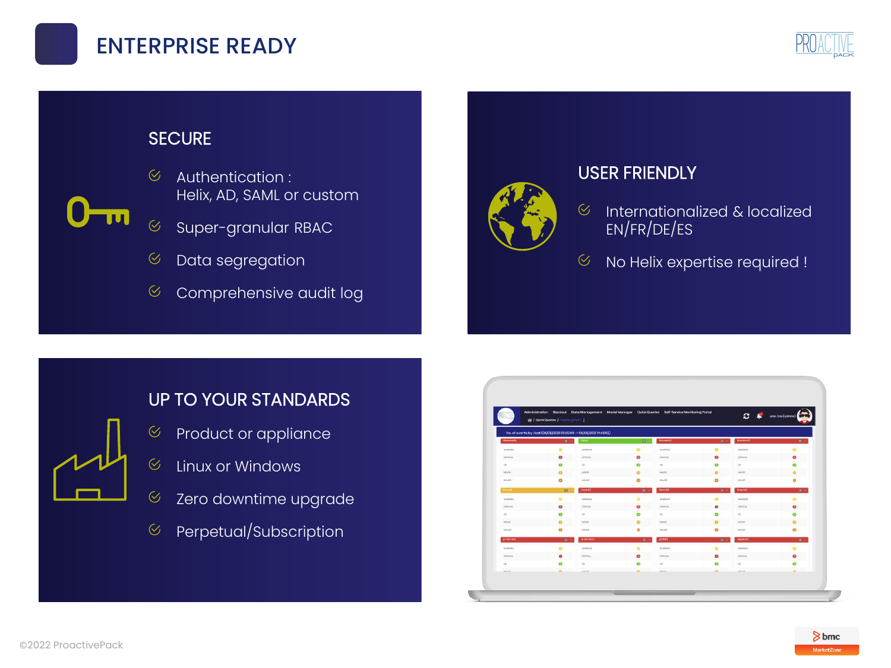# ENTERPRISE READY

## SECURE

- Authentication :
  Helix, AD, SAML or custom
- Super-granular RBAC
- Data segregation
- Comprehensive audit log

## USER FRIENDLY

- Internationalized & localized
  EN/FR/DE/ES
- No Helix expertise required !

## UP TO YOUR STANDARDS

- Product or appliance
- Linux or Windows
- Zero downtime upgrade
- Perpetual/Subscription

©2022 ProactivePack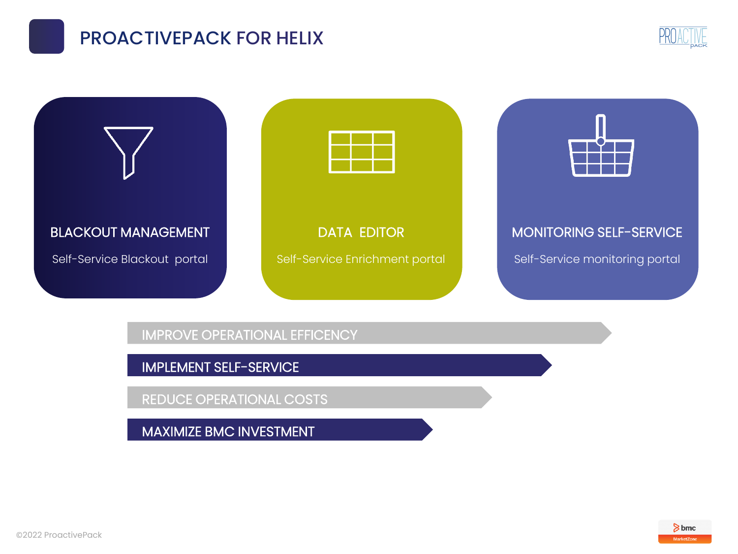# PROACTIVEPACK FOR HELIX

### BLACKOUT MANAGEMENT

Self-Service Blackout portal

### DATA EDITOR

Self-Service Enrichment portal

### MONITORING SELF-SERVICE

Self-Service monitoring portal

- IMPROVE OPERATIONAL EFFICENCY
- IMPLEMENT SELF-SERVICE
- REDUCE OPERATIONAL COSTS
- MAXIMIZE BMC INVESTMENT

©2022 ProactivePack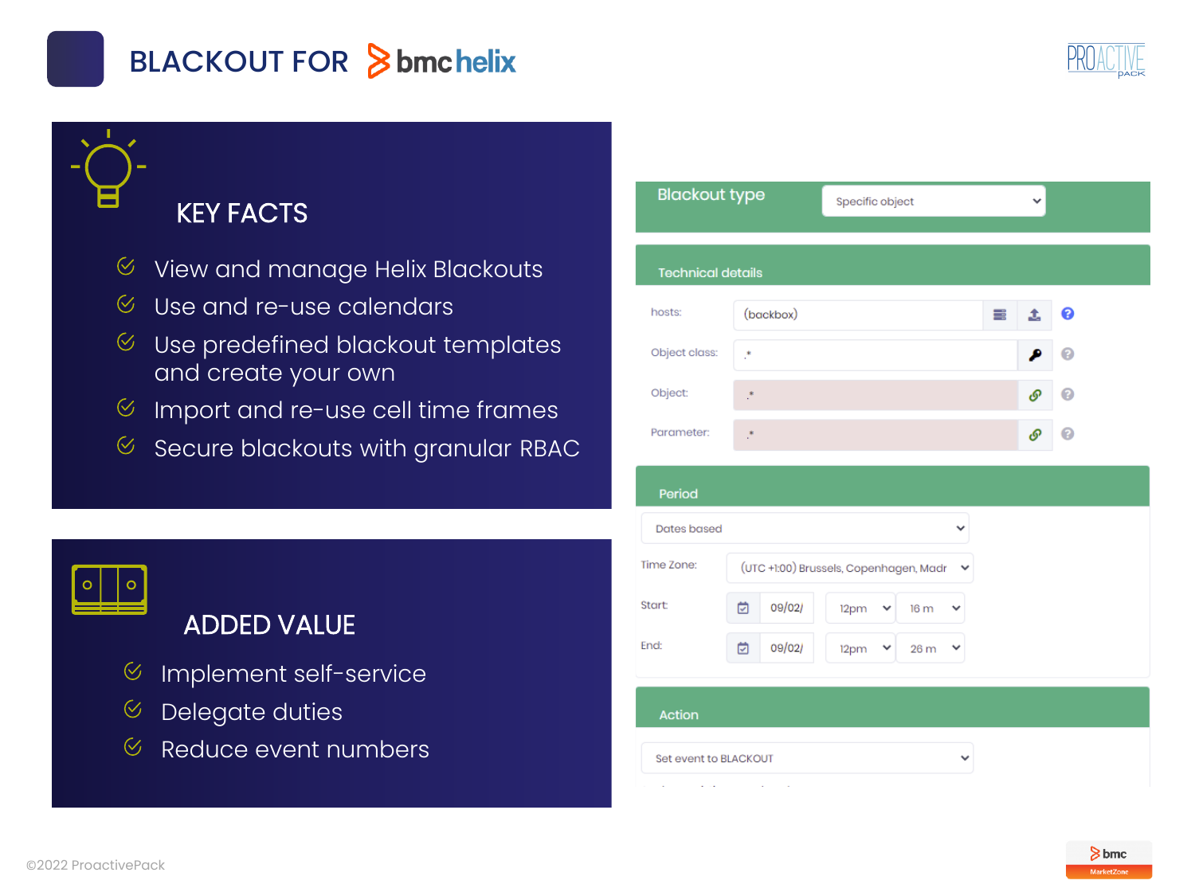# BLACKOUT FOR bmc helix

## KEY FACTS

- View and manage Helix Blackouts
- Use and re-use calendars
- Use predefined blackout templates and create your own
- Import and re-use cell time frames
- Secure blackouts with granular RBAC

## ADDED VALUE

- Implement self-service
- Delegate duties
- Reduce event numbers

Blackout type: Specific object

**Technical details**

| Field | Value |
| --- | --- |
| hosts: | (backbox) |
| Object class: | .* |
| Object: | .* |
| Parameter: | .* |

**Period**

Dates based

| Field | Value |
| --- | --- |
| Time Zone: | (UTC +1:00) Brussels, Copenhagen, Madr |
| Start: | 09/02/ 12pm 16 m |
| End: | 09/02/ 12pm 26 m |

**Action**

Set event to BLACKOUT

©2022 ProactivePack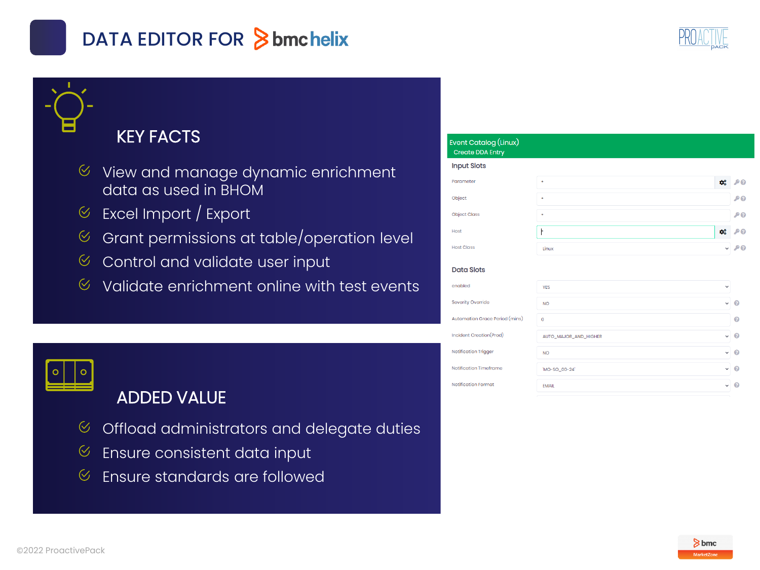# DATA EDITOR FOR bmc helix

## KEY FACTS

- View and manage dynamic enrichment data as used in BHOM
- Excel Import / Export
- Grant permissions at table/operation level
- Control and validate user input
- Validate enrichment online with test events

## ADDED VALUE

- Offload administrators and delegate duties
- Ensure consistent data input
- Ensure standards are followed

**Event Catalog (Linux)**
Create DDA Entry

**Input Slots**

| Field | Value |
|---|---|
| Parameter | * |
| Object | * |
| Object Class | * |
| Host | |
| Host Class | Linux |

**Data Slots**

| Field | Value |
|---|---|
| enabled | YES |
| Severity Override | NO |
| Automation Grace Period (mins) | 0 |
| Incident Creation(Prod) | AUTO_MAJOR_AND_HIGHER |
| Notification Trigger | NO |
| Notification Timeframe | 'MO-SO_00-24' |
| Notification Format | EMAIL |

©2022 ProactivePack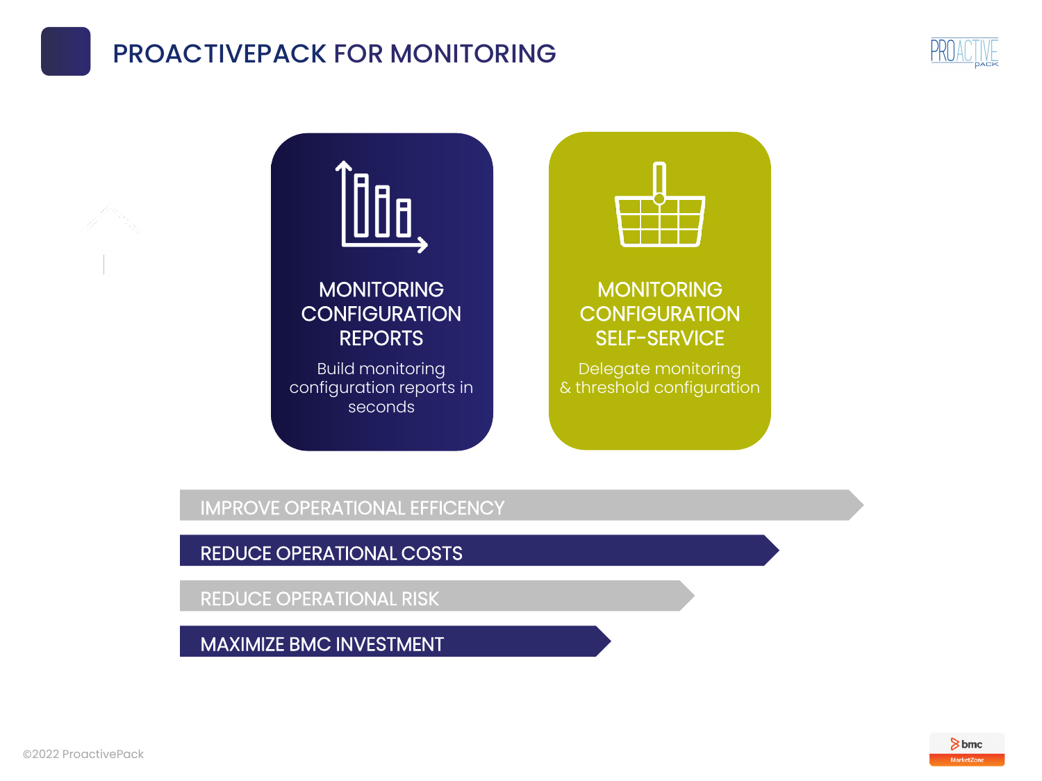# PROACTIVEPACK FOR MONITORING

### MONITORING CONFIGURATION REPORTS

Build monitoring configuration reports in seconds

### MONITORING CONFIGURATION SELF-SERVICE

Delegate monitoring & threshold configuration

- IMPROVE OPERATIONAL EFFICENCY
- REDUCE OPERATIONAL COSTS
- REDUCE OPERATIONAL RISK
- MAXIMIZE BMC INVESTMENT

©2022 ProactivePack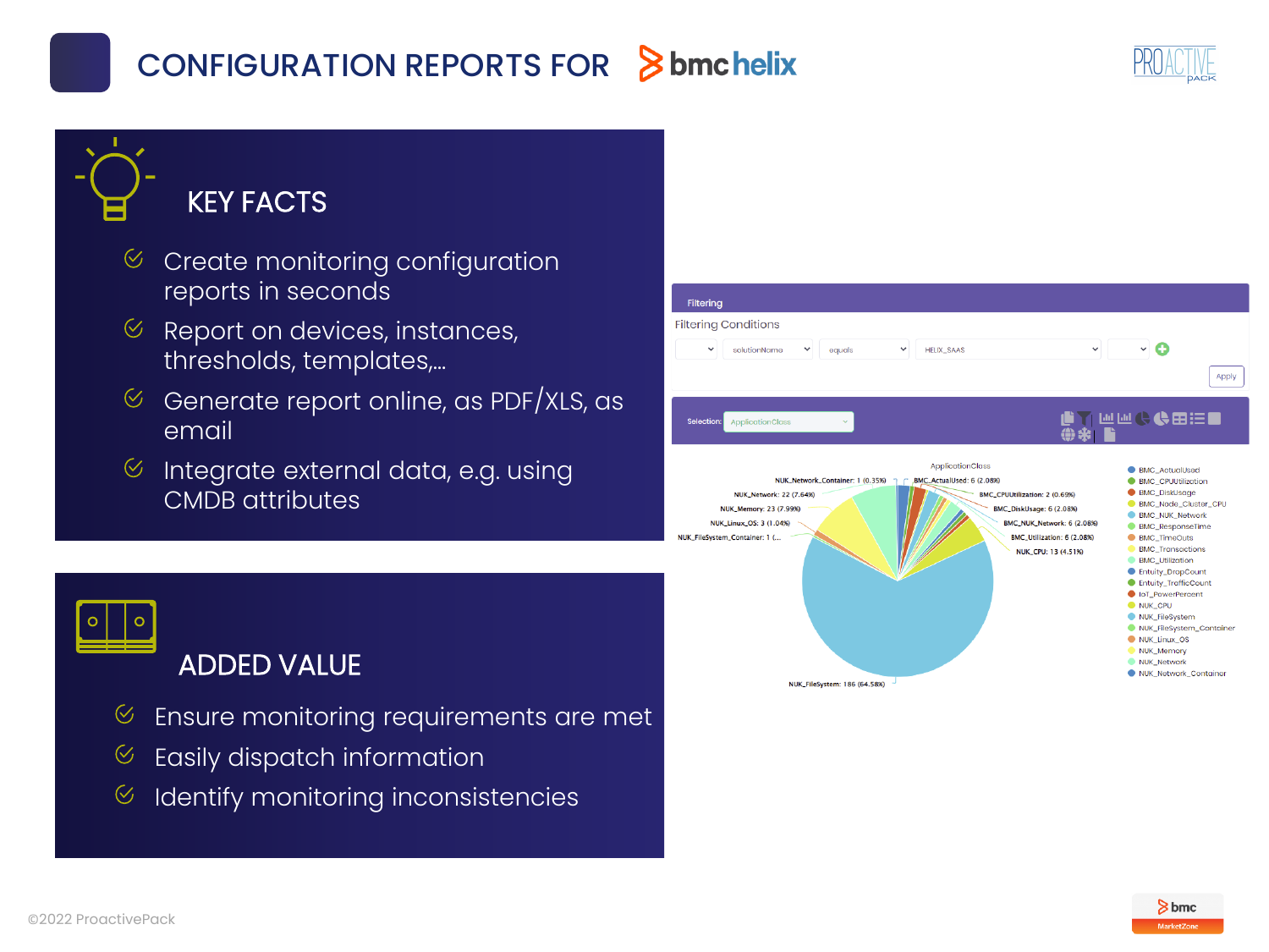# CONFIGURATION REPORTS FOR bmc helix

## KEY FACTS

- Create monitoring configuration reports in seconds
- Report on devices, instances, thresholds, templates,…
- Generate report online, as PDF/XLS, as email
- Integrate external data, e.g. using CMDB attributes

## ADDED VALUE

- Ensure monitoring requirements are met
- Easily dispatch information
- Identify monitoring inconsistencies

Filtering

Filtering Conditions

solutionName | equals | HELIX_SAAS

Apply

Selection: ApplicationClass

ApplicationClass

NUK_Network_Container: 1 (0.35%)
BMC_ActualUsed: 6 (2.08%)
NUK_Network: 22 (7.64%)
BMC_CPUUtilization: 2 (0.69%)
NUK_Memory: 23 (7.99%)
BMC_DiskUsage: 6 (2.08%)
NUK_Linux_OS: 3 (1.04%)
BMC_NUK_Network: 6 (2.08%)
NUK_FileSystem_Container: 1 (...
BMC_Utilization: 6 (2.08%)
NUK_CPU: 13 (4.51%)
NUK_FileSystem: 186 (64.58%)

- BMC_ActualUsed
- BMC_CPUUtilization
- BMC_DiskUsage
- BMC_Node_Cluster_CPU
- BMC_NUK_Network
- BMC_ResponseTime
- BMC_TimeOuts
- BMC_Transactions
- BMC_Utilization
- Entuity_DropCount
- Entuity_TrafficCount
- IoT_PowerPercent
- NUK_CPU
- NUK_FileSystem
- NUK_FileSystem_Container
- NUK_Linux_OS
- NUK_Memory
- NUK_Network
- NUK_Network_Container

©2022 ProactivePack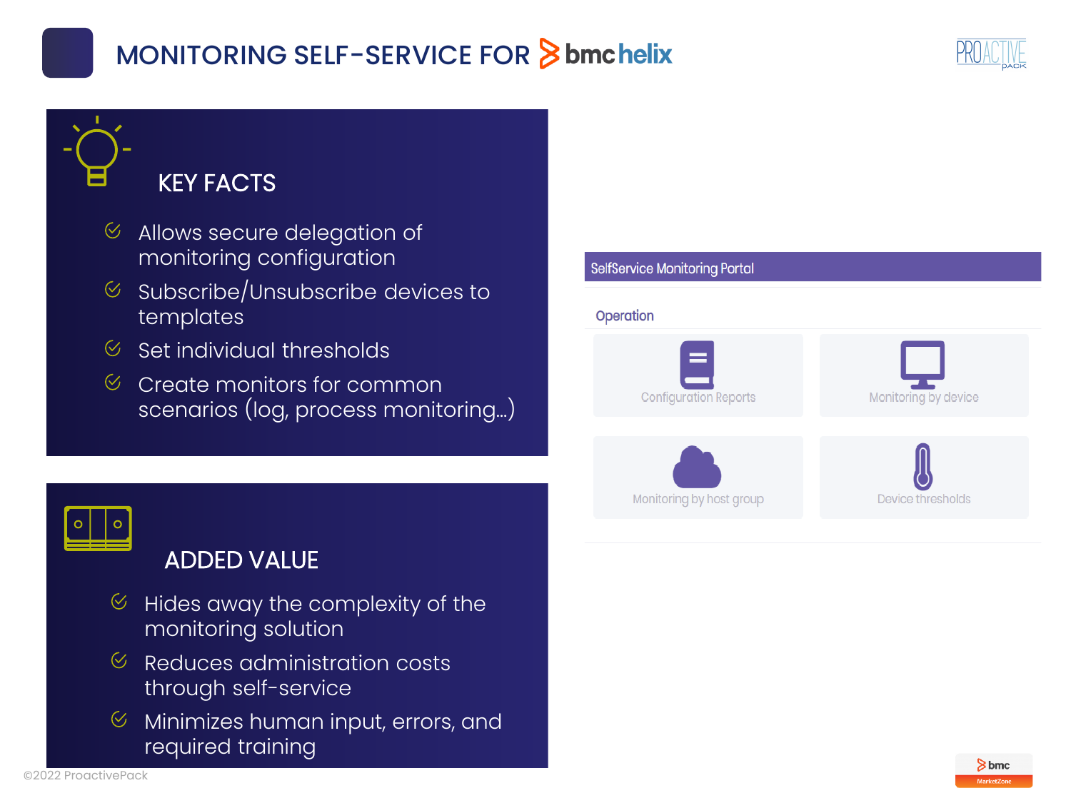# MONITORING SELF-SERVICE FOR bmc helix

## KEY FACTS

- Allows secure delegation of monitoring configuration
- Subscribe/Unsubscribe devices to templates
- Set individual thresholds
- Create monitors for common scenarios (log, process monitoring…)

## ADDED VALUE

- Hides away the complexity of the monitoring solution
- Reduces administration costs through self-service
- Minimizes human input, errors, and required training

SelfService Monitoring Portal

Operation

Configuration Reports

Monitoring by device

Monitoring by host group

Device thresholds

©2022 ProactivePack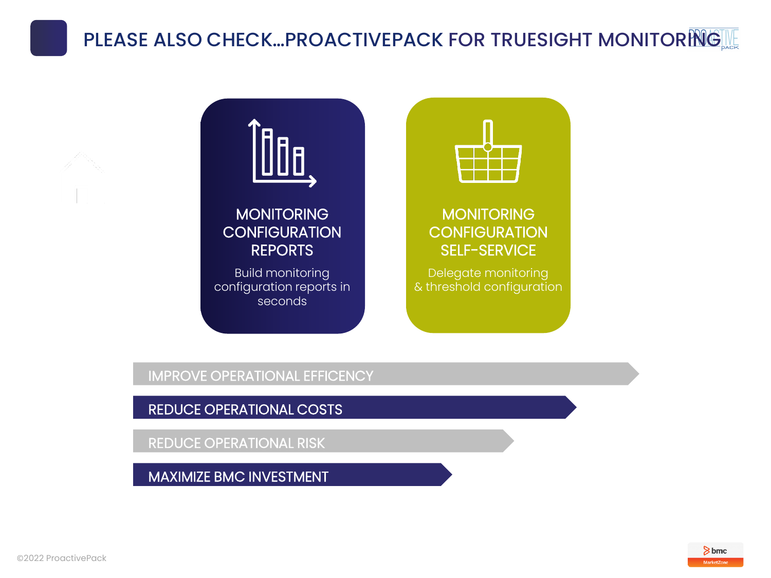# PLEASE ALSO CHECK…PROACTIVEPACK FOR TRUESIGHT MONITORING

## MONITORING CONFIGURATION REPORTS

Build monitoring configuration reports in seconds

## MONITORING CONFIGURATION SELF-SERVICE

Delegate monitoring & threshold configuration

- IMPROVE OPERATIONAL EFFICENCY
- REDUCE OPERATIONAL COSTS
- REDUCE OPERATIONAL RISK
- MAXIMIZE BMC INVESTMENT

©2022 ProactivePack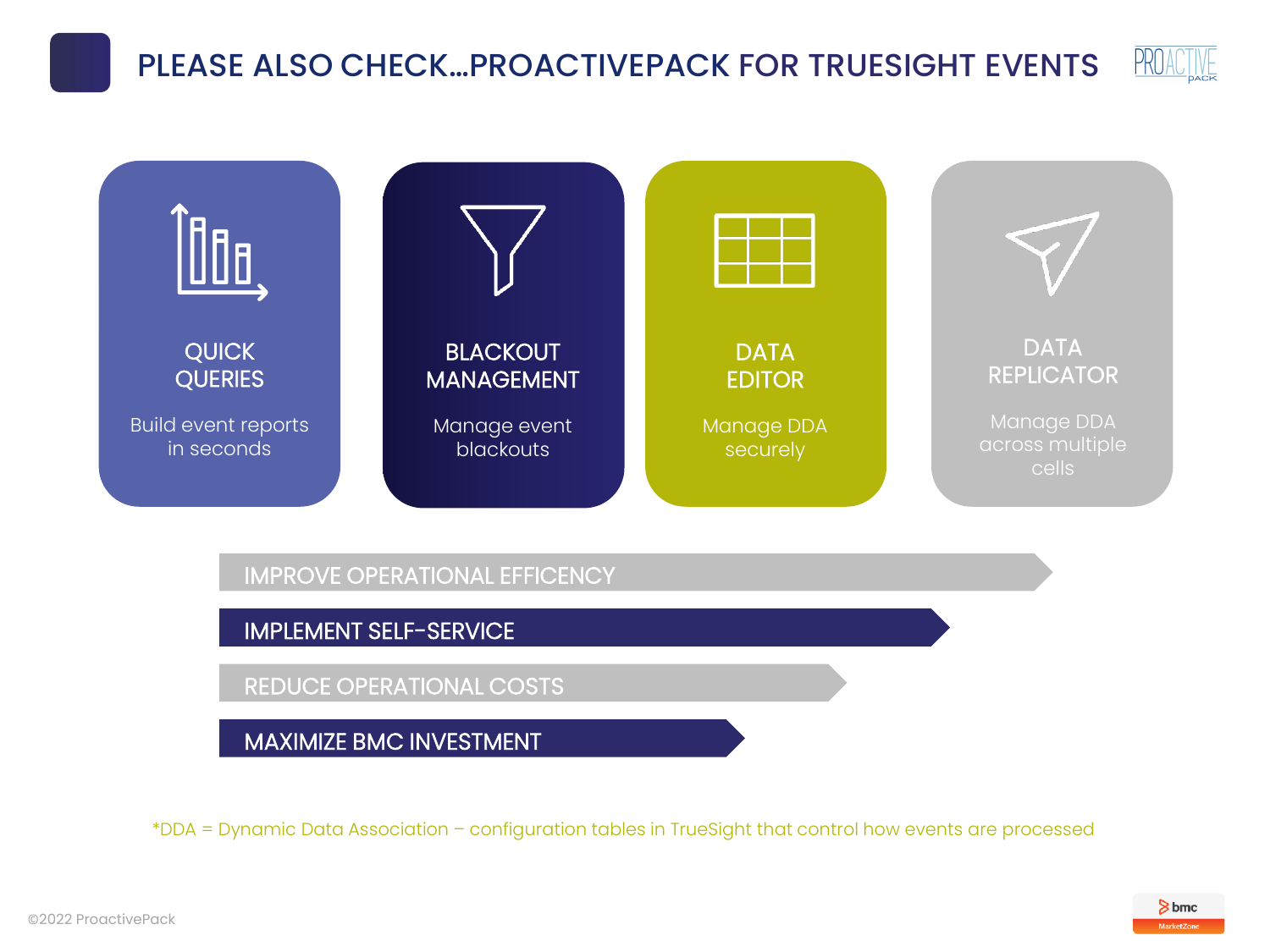# PLEASE ALSO CHECK…PROACTIVEPACK FOR TRUESIGHT EVENTS

### QUICK QUERIES

Build event reports in seconds

### BLACKOUT MANAGEMENT

Manage event blackouts

### DATA EDITOR

Manage DDA securely

### DATA REPLICATOR

Manage DDA across multiple cells

- IMPROVE OPERATIONAL EFFICENCY
- IMPLEMENT SELF-SERVICE
- REDUCE OPERATIONAL COSTS
- MAXIMIZE BMC INVESTMENT

*DDA = Dynamic Data Association – configuration tables in TrueSight that control how events are processed

©2022 ProactivePack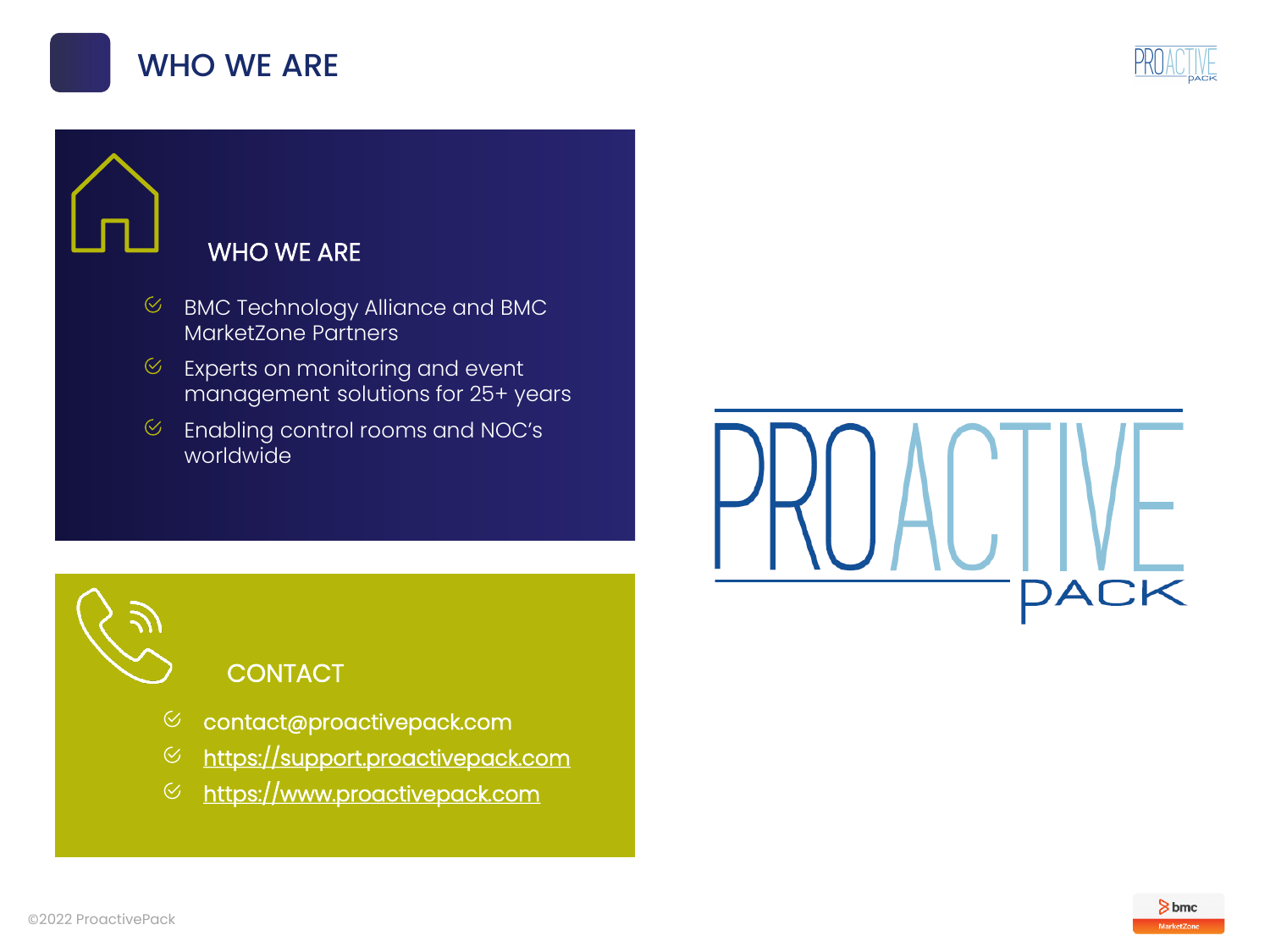# WHO WE ARE

## WHO WE ARE

- BMC Technology Alliance and BMC MarketZone Partners
- Experts on monitoring and event management solutions for 25+ years
- Enabling control rooms and NOC's worldwide

## CONTACT

- contact@proactivepack.com
- https://support.proactivepack.com
- https://www.proactivepack.com

PROACTIVE PACK

©2022 ProactivePack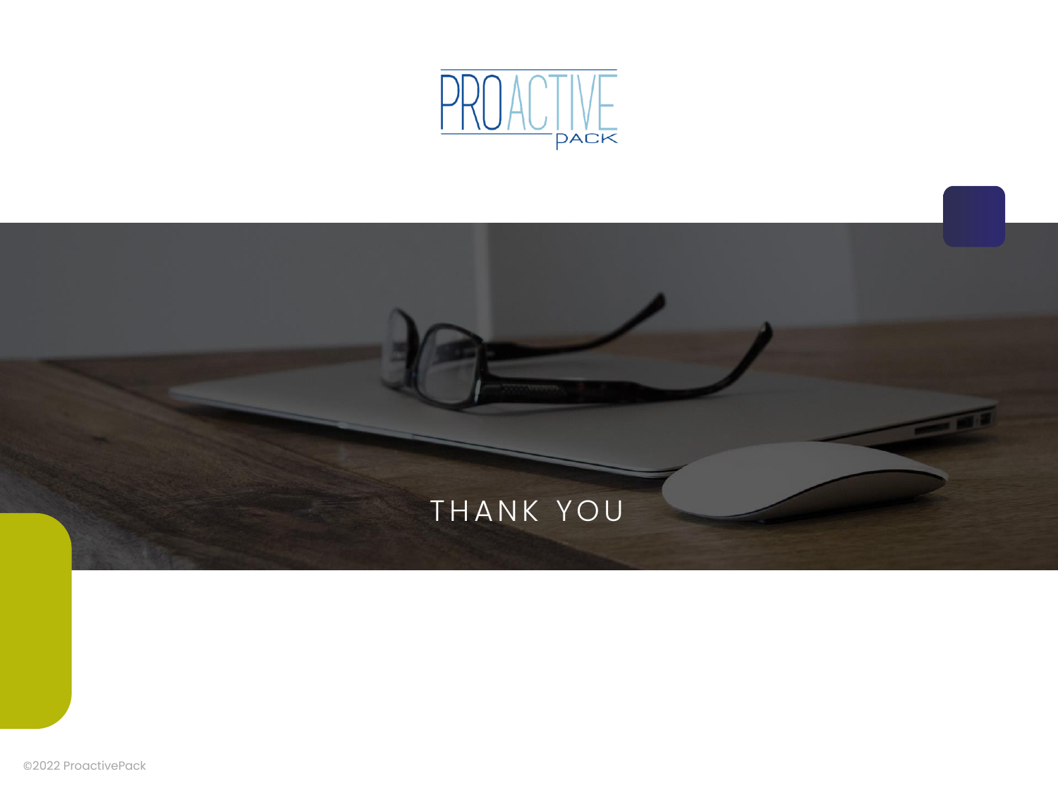# THANK YOU

©2022 ProactivePack